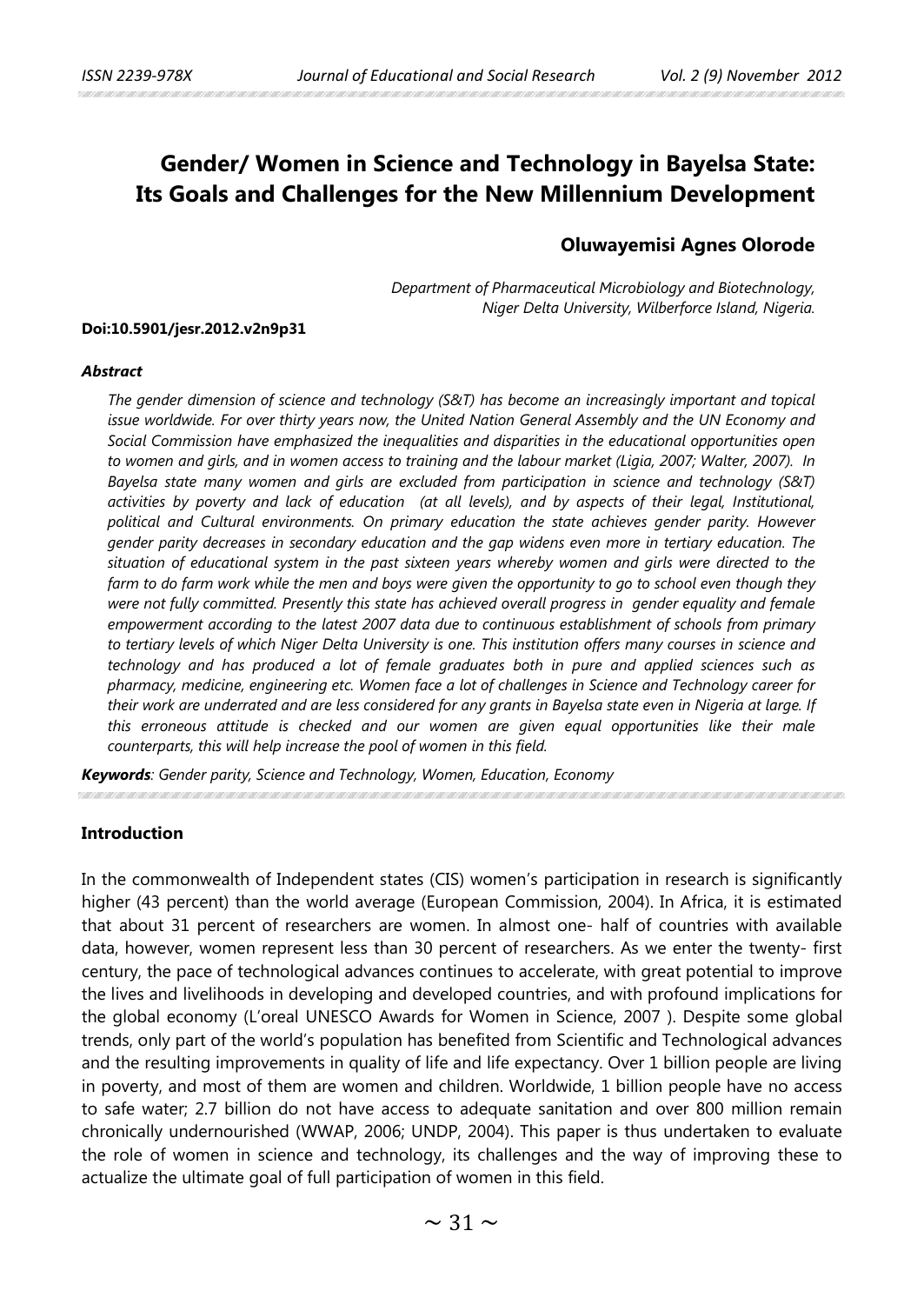# Gender/ Women in Science and Technology in Bayelsa State: Its Goals and Challenges for the New Millennium Development

**Oluwayemisi Agnes Olorode**

*Department of Pharmaceutical Microbiology and Biotechnology, Niger Delta University, Wilberforce Island, Nigeria.*

**Doi:10.5901/jesr.2012.v2n9p31**

***Abstract***

*The gender dimension of science and technology (S&T) has become an increasingly important and topical issue worldwide. For over thirty years now, the United Nation General Assembly and the UN Economy and Social Commission have emphasized the inequalities and disparities in the educational opportunities open to women and girls, and in women access to training and the labour market (Ligia, 2007; Walter, 2007). In Bayelsa state many women and girls are excluded from participation in science and technology (S&T) activities by poverty and lack of education (at all levels), and by aspects of their legal, Institutional, political and Cultural environments. On primary education the state achieves gender parity. However gender parity decreases in secondary education and the gap widens even more in tertiary education. The situation of educational system in the past sixteen years whereby women and girls were directed to the farm to do farm work while the men and boys were given the opportunity to go to school even though they were not fully committed. Presently this state has achieved overall progress in gender equality and female empowerment according to the latest 2007 data due to continuous establishment of schools from primary to tertiary levels of which Niger Delta University is one. This institution offers many courses in science and technology and has produced a lot of female graduates both in pure and applied sciences such as pharmacy, medicine, engineering etc. Women face a lot of challenges in Science and Technology career for their work are underrated and are less considered for any grants in Bayelsa state even in Nigeria at large. If this erroneous attitude is checked and our women are given equal opportunities like their male counterparts, this will help increase the pool of women in this field.*

***Keywords****: Gender parity, Science and Technology, Women, Education, Economy*

## Introduction

In the commonwealth of Independent states (CIS) women's participation in research is significantly higher (43 percent) than the world average (European Commission, 2004). In Africa, it is estimated that about 31 percent of researchers are women. In almost one- half of countries with available data, however, women represent less than 30 percent of researchers. As we enter the twenty- first century, the pace of technological advances continues to accelerate, with great potential to improve the lives and livelihoods in developing and developed countries, and with profound implications for the global economy (L'oreal UNESCO Awards for Women in Science, 2007 ). Despite some global trends, only part of the world's population has benefited from Scientific and Technological advances and the resulting improvements in quality of life and life expectancy. Over 1 billion people are living in poverty, and most of them are women and children. Worldwide, 1 billion people have no access to safe water; 2.7 billion do not have access to adequate sanitation and over 800 million remain chronically undernourished (WWAP, 2006; UNDP, 2004). This paper is thus undertaken to evaluate the role of women in science and technology, its challenges and the way of improving these to actualize the ultimate goal of full participation of women in this field.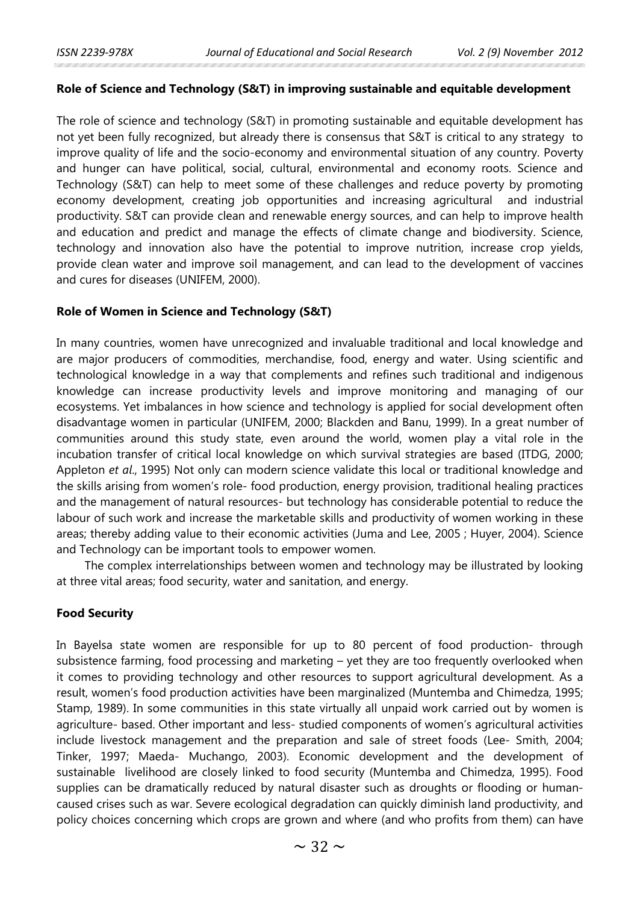**Role of Science and Technology (S&T) in improving sustainable and equitable development**

The role of science and technology (S&T) in promoting sustainable and equitable development has not yet been fully recognized, but already there is consensus that S&T is critical to any strategy to improve quality of life and the socio-economy and environmental situation of any country. Poverty and hunger can have political, social, cultural, environmental and economy roots. Science and Technology (S&T) can help to meet some of these challenges and reduce poverty by promoting economy development, creating job opportunities and increasing agricultural and industrial productivity. S&T can provide clean and renewable energy sources, and can help to improve health and education and predict and manage the effects of climate change and biodiversity. Science, technology and innovation also have the potential to improve nutrition, increase crop yields, provide clean water and improve soil management, and can lead to the development of vaccines and cures for diseases (UNIFEM, 2000).

**Role of Women in Science and Technology (S&T)**

In many countries, women have unrecognized and invaluable traditional and local knowledge and are major producers of commodities, merchandise, food, energy and water. Using scientific and technological knowledge in a way that complements and refines such traditional and indigenous knowledge can increase productivity levels and improve monitoring and managing of our ecosystems. Yet imbalances in how science and technology is applied for social development often disadvantage women in particular (UNIFEM, 2000; Blackden and Banu, 1999). In a great number of communities around this study state, even around the world, women play a vital role in the incubation transfer of critical local knowledge on which survival strategies are based (ITDG, 2000; Appleton *et al*., 1995) Not only can modern science validate this local or traditional knowledge and the skills arising from women's role- food production, energy provision, traditional healing practices and the management of natural resources- but technology has considerable potential to reduce the labour of such work and increase the marketable skills and productivity of women working in these areas; thereby adding value to their economic activities (Juma and Lee, 2005 ; Huyer, 2004). Science and Technology can be important tools to empower women.

The complex interrelationships between women and technology may be illustrated by looking at three vital areas; food security, water and sanitation, and energy.

**Food Security**

In Bayelsa state women are responsible for up to 80 percent of food production- through subsistence farming, food processing and marketing – yet they are too frequently overlooked when it comes to providing technology and other resources to support agricultural development. As a result, women's food production activities have been marginalized (Muntemba and Chimedza, 1995; Stamp, 1989). In some communities in this state virtually all unpaid work carried out by women is agriculture- based. Other important and less- studied components of women's agricultural activities include livestock management and the preparation and sale of street foods (Lee- Smith, 2004; Tinker, 1997; Maeda- Muchango, 2003). Economic development and the development of sustainable livelihood are closely linked to food security (Muntemba and Chimedza, 1995). Food supplies can be dramatically reduced by natural disaster such as droughts or flooding or human-caused crises such as war. Severe ecological degradation can quickly diminish land productivity, and policy choices concerning which crops are grown and where (and who profits from them) can have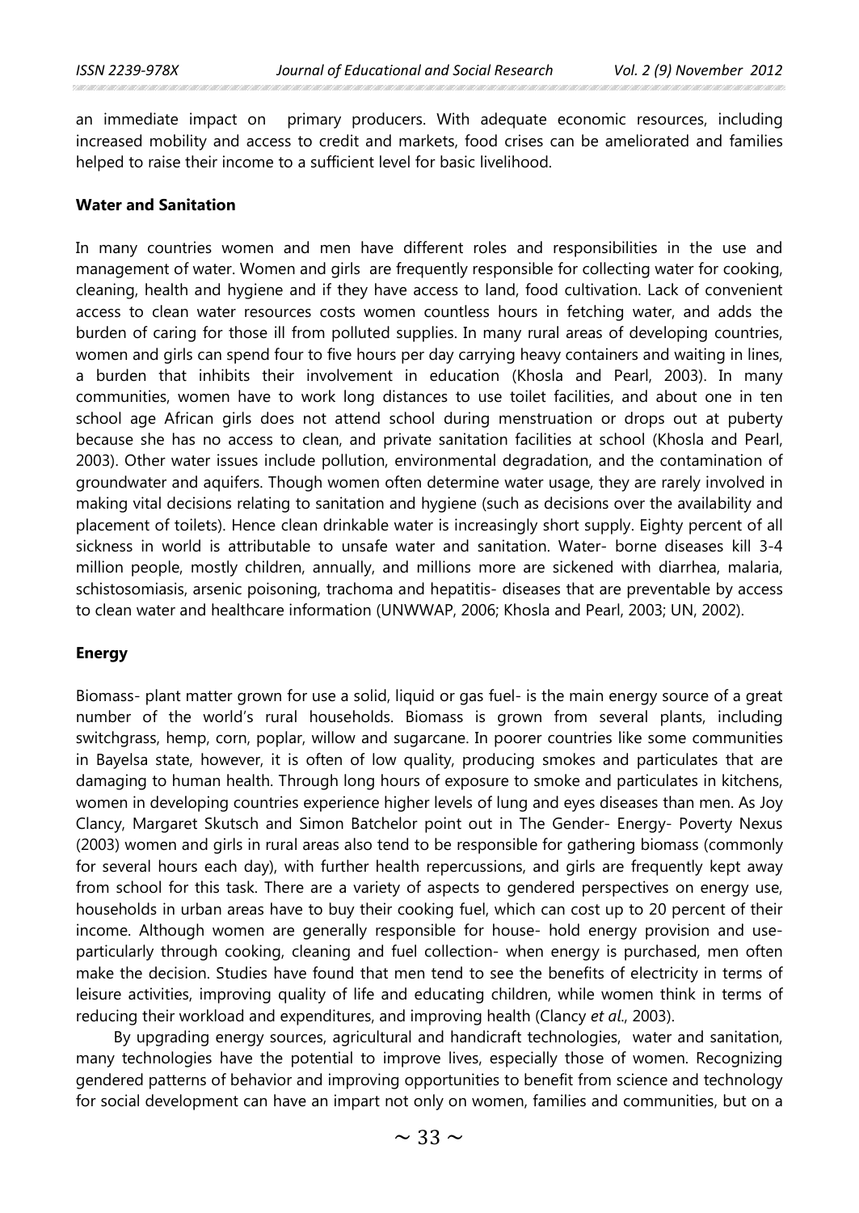an immediate impact on primary producers. With adequate economic resources, including increased mobility and access to credit and markets, food crises can be ameliorated and families helped to raise their income to a sufficient level for basic livelihood.

**Water and Sanitation**

In many countries women and men have different roles and responsibilities in the use and management of water. Women and girls are frequently responsible for collecting water for cooking, cleaning, health and hygiene and if they have access to land, food cultivation. Lack of convenient access to clean water resources costs women countless hours in fetching water, and adds the burden of caring for those ill from polluted supplies. In many rural areas of developing countries, women and girls can spend four to five hours per day carrying heavy containers and waiting in lines, a burden that inhibits their involvement in education (Khosla and Pearl, 2003). In many communities, women have to work long distances to use toilet facilities, and about one in ten school age African girls does not attend school during menstruation or drops out at puberty because she has no access to clean, and private sanitation facilities at school (Khosla and Pearl, 2003). Other water issues include pollution, environmental degradation, and the contamination of groundwater and aquifers. Though women often determine water usage, they are rarely involved in making vital decisions relating to sanitation and hygiene (such as decisions over the availability and placement of toilets). Hence clean drinkable water is increasingly short supply. Eighty percent of all sickness in world is attributable to unsafe water and sanitation. Water- borne diseases kill 3-4 million people, mostly children, annually, and millions more are sickened with diarrhea, malaria, schistosomiasis, arsenic poisoning, trachoma and hepatitis- diseases that are preventable by access to clean water and healthcare information (UNWWAP, 2006; Khosla and Pearl, 2003; UN, 2002).

**Energy**

Biomass- plant matter grown for use a solid, liquid or gas fuel- is the main energy source of a great number of the world's rural households. Biomass is grown from several plants, including switchgrass, hemp, corn, poplar, willow and sugarcane. In poorer countries like some communities in Bayelsa state, however, it is often of low quality, producing smokes and particulates that are damaging to human health. Through long hours of exposure to smoke and particulates in kitchens, women in developing countries experience higher levels of lung and eyes diseases than men. As Joy Clancy, Margaret Skutsch and Simon Batchelor point out in The Gender- Energy- Poverty Nexus (2003) women and girls in rural areas also tend to be responsible for gathering biomass (commonly for several hours each day), with further health repercussions, and girls are frequently kept away from school for this task. There are a variety of aspects to gendered perspectives on energy use, households in urban areas have to buy their cooking fuel, which can cost up to 20 percent of their income. Although women are generally responsible for house- hold energy provision and use- particularly through cooking, cleaning and fuel collection- when energy is purchased, men often make the decision. Studies have found that men tend to see the benefits of electricity in terms of leisure activities, improving quality of life and educating children, while women think in terms of reducing their workload and expenditures, and improving health (Clancy *et al*., 2003).

By upgrading energy sources, agricultural and handicraft technologies, water and sanitation, many technologies have the potential to improve lives, especially those of women. Recognizing gendered patterns of behavior and improving opportunities to benefit from science and technology for social development can have an impart not only on women, families and communities, but on a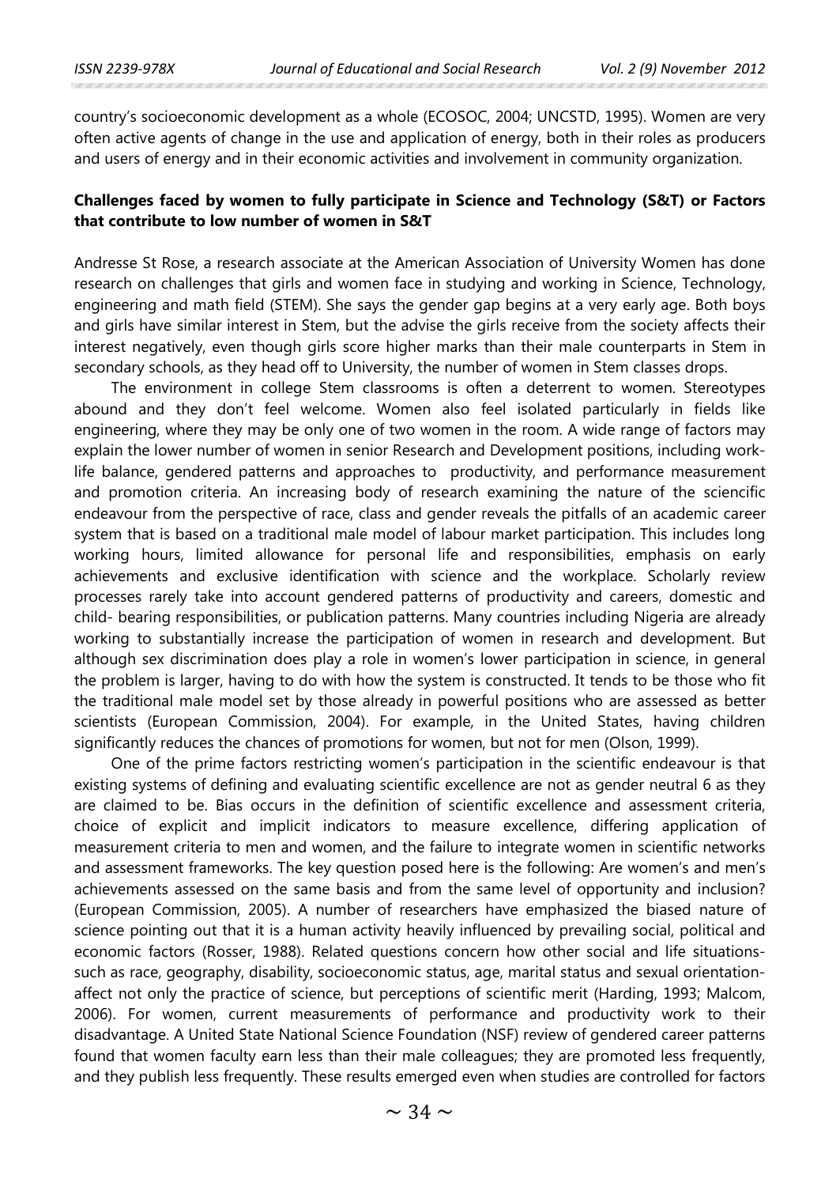country's socioeconomic development as a whole (ECOSOC, 2004; UNCSTD, 1995). Women are very often active agents of change in the use and application of energy, both in their roles as producers and users of energy and in their economic activities and involvement in community organization.

**Challenges faced by women to fully participate in Science and Technology (S&T) or Factors that contribute to low number of women in S&T**

Andresse St Rose, a research associate at the American Association of University Women has done research on challenges that girls and women face in studying and working in Science, Technology, engineering and math field (STEM). She says the gender gap begins at a very early age. Both boys and girls have similar interest in Stem, but the advise the girls receive from the society affects their interest negatively, even though girls score higher marks than their male counterparts in Stem in secondary schools, as they head off to University, the number of women in Stem classes drops.

The environment in college Stem classrooms is often a deterrent to women. Stereotypes abound and they don't feel welcome. Women also feel isolated particularly in fields like engineering, where they may be only one of two women in the room. A wide range of factors may explain the lower number of women in senior Research and Development positions, including work-life balance, gendered patterns and approaches to productivity, and performance measurement and promotion criteria. An increasing body of research examining the nature of the sciencific endeavour from the perspective of race, class and gender reveals the pitfalls of an academic career system that is based on a traditional male model of labour market participation. This includes long working hours, limited allowance for personal life and responsibilities, emphasis on early achievements and exclusive identification with science and the workplace. Scholarly review processes rarely take into account gendered patterns of productivity and careers, domestic and child- bearing responsibilities, or publication patterns. Many countries including Nigeria are already working to substantially increase the participation of women in research and development. But although sex discrimination does play a role in women's lower participation in science, in general the problem is larger, having to do with how the system is constructed. It tends to be those who fit the traditional male model set by those already in powerful positions who are assessed as better scientists (European Commission, 2004). For example, in the United States, having children significantly reduces the chances of promotions for women, but not for men (Olson, 1999).

One of the prime factors restricting women's participation in the scientific endeavour is that existing systems of defining and evaluating scientific excellence are not as gender neutral 6 as they are claimed to be. Bias occurs in the definition of scientific excellence and assessment criteria, choice of explicit and implicit indicators to measure excellence, differing application of measurement criteria to men and women, and the failure to integrate women in scientific networks and assessment frameworks. The key question posed here is the following: Are women's and men's achievements assessed on the same basis and from the same level of opportunity and inclusion? (European Commission, 2005). A number of researchers have emphasized the biased nature of science pointing out that it is a human activity heavily influenced by prevailing social, political and economic factors (Rosser, 1988). Related questions concern how other social and life situations-such as race, geography, disability, socioeconomic status, age, marital status and sexual orientation-affect not only the practice of science, but perceptions of scientific merit (Harding, 1993; Malcom, 2006). For women, current measurements of performance and productivity work to their disadvantage. A United State National Science Foundation (NSF) review of gendered career patterns found that women faculty earn less than their male colleagues; they are promoted less frequently, and they publish less frequently. These results emerged even when studies are controlled for factors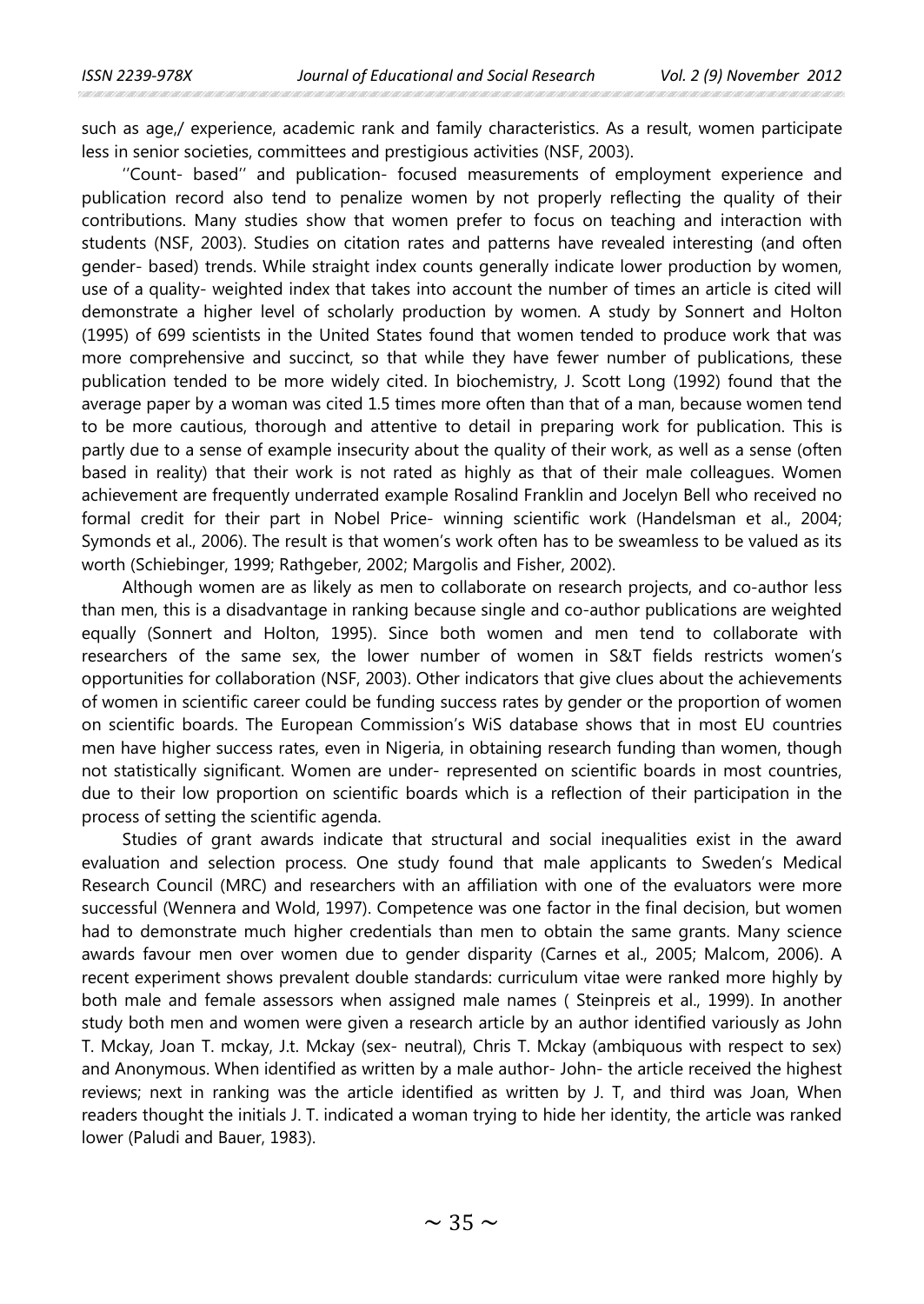such as age,/ experience, academic rank and family characteristics. As a result, women participate less in senior societies, committees and prestigious activities (NSF, 2003).

''Count- based'' and publication- focused measurements of employment experience and publication record also tend to penalize women by not properly reflecting the quality of their contributions. Many studies show that women prefer to focus on teaching and interaction with students (NSF, 2003). Studies on citation rates and patterns have revealed interesting (and often gender- based) trends. While straight index counts generally indicate lower production by women, use of a quality- weighted index that takes into account the number of times an article is cited will demonstrate a higher level of scholarly production by women. A study by Sonnert and Holton (1995) of 699 scientists in the United States found that women tended to produce work that was more comprehensive and succinct, so that while they have fewer number of publications, these publication tended to be more widely cited. In biochemistry, J. Scott Long (1992) found that the average paper by a woman was cited 1.5 times more often than that of a man, because women tend to be more cautious, thorough and attentive to detail in preparing work for publication. This is partly due to a sense of example insecurity about the quality of their work, as well as a sense (often based in reality) that their work is not rated as highly as that of their male colleagues. Women achievement are frequently underrated example Rosalind Franklin and Jocelyn Bell who received no formal credit for their part in Nobel Price- winning scientific work (Handelsman et al., 2004; Symonds et al., 2006). The result is that women's work often has to be sweamless to be valued as its worth (Schiebinger, 1999; Rathgeber, 2002; Margolis and Fisher, 2002).

Although women are as likely as men to collaborate on research projects, and co-author less than men, this is a disadvantage in ranking because single and co-author publications are weighted equally (Sonnert and Holton, 1995). Since both women and men tend to collaborate with researchers of the same sex, the lower number of women in S&T fields restricts women's opportunities for collaboration (NSF, 2003). Other indicators that give clues about the achievements of women in scientific career could be funding success rates by gender or the proportion of women on scientific boards. The European Commission's WiS database shows that in most EU countries men have higher success rates, even in Nigeria, in obtaining research funding than women, though not statistically significant. Women are under- represented on scientific boards in most countries, due to their low proportion on scientific boards which is a reflection of their participation in the process of setting the scientific agenda.

Studies of grant awards indicate that structural and social inequalities exist in the award evaluation and selection process. One study found that male applicants to Sweden's Medical Research Council (MRC) and researchers with an affiliation with one of the evaluators were more successful (Wennera and Wold, 1997). Competence was one factor in the final decision, but women had to demonstrate much higher credentials than men to obtain the same grants. Many science awards favour men over women due to gender disparity (Carnes et al., 2005; Malcom, 2006). A recent experiment shows prevalent double standards: curriculum vitae were ranked more highly by both male and female assessors when assigned male names ( Steinpreis et al., 1999). In another study both men and women were given a research article by an author identified variously as John T. Mckay, Joan T. mckay, J.t. Mckay (sex- neutral), Chris T. Mckay (ambiquous with respect to sex) and Anonymous. When identified as written by a male author- John- the article received the highest reviews; next in ranking was the article identified as written by J. T, and third was Joan, When readers thought the initials J. T. indicated a woman trying to hide her identity, the article was ranked lower (Paludi and Bauer, 1983).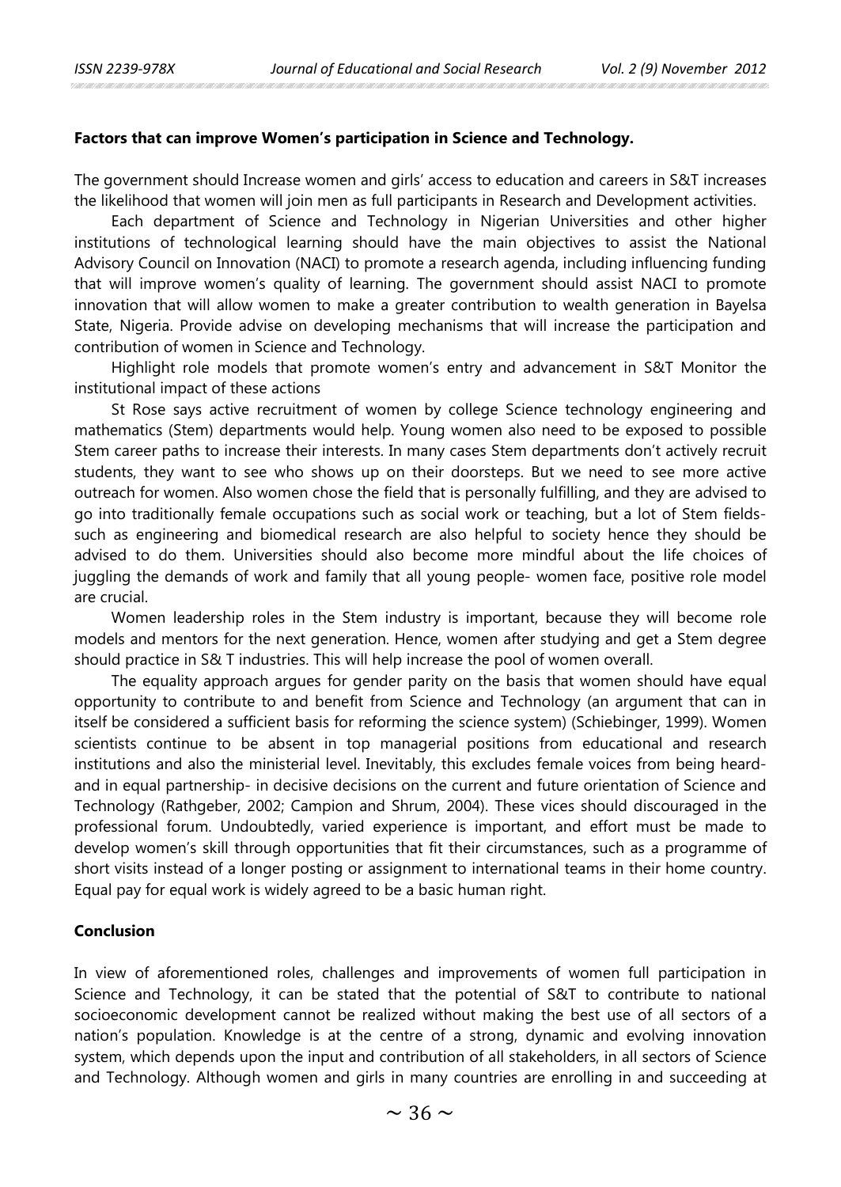**Factors that can improve Women's participation in Science and Technology.**

The government should Increase women and girls' access to education and careers in S&T increases the likelihood that women will join men as full participants in Research and Development activities.

Each department of Science and Technology in Nigerian Universities and other higher institutions of technological learning should have the main objectives to assist the National Advisory Council on Innovation (NACI) to promote a research agenda, including influencing funding that will improve women's quality of learning. The government should assist NACI to promote innovation that will allow women to make a greater contribution to wealth generation in Bayelsa State, Nigeria. Provide advise on developing mechanisms that will increase the participation and contribution of women in Science and Technology.

Highlight role models that promote women's entry and advancement in S&T Monitor the institutional impact of these actions

St Rose says active recruitment of women by college Science technology engineering and mathematics (Stem) departments would help. Young women also need to be exposed to possible Stem career paths to increase their interests. In many cases Stem departments don't actively recruit students, they want to see who shows up on their doorsteps. But we need to see more active outreach for women. Also women chose the field that is personally fulfilling, and they are advised to go into traditionally female occupations such as social work or teaching, but a lot of Stem fields- such as engineering and biomedical research are also helpful to society hence they should be advised to do them. Universities should also become more mindful about the life choices of juggling the demands of work and family that all young people- women face, positive role model are crucial.

Women leadership roles in the Stem industry is important, because they will become role models and mentors for the next generation. Hence, women after studying and get a Stem degree should practice in S& T industries. This will help increase the pool of women overall.

The equality approach argues for gender parity on the basis that women should have equal opportunity to contribute to and benefit from Science and Technology (an argument that can in itself be considered a sufficient basis for reforming the science system) (Schiebinger, 1999). Women scientists continue to be absent in top managerial positions from educational and research institutions and also the ministerial level. Inevitably, this excludes female voices from being heard- and in equal partnership- in decisive decisions on the current and future orientation of Science and Technology (Rathgeber, 2002; Campion and Shrum, 2004). These vices should discouraged in the professional forum. Undoubtedly, varied experience is important, and effort must be made to develop women's skill through opportunities that fit their circumstances, such as a programme of short visits instead of a longer posting or assignment to international teams in their home country. Equal pay for equal work is widely agreed to be a basic human right.

**Conclusion**

In view of aforementioned roles, challenges and improvements of women full participation in Science and Technology, it can be stated that the potential of S&T to contribute to national socioeconomic development cannot be realized without making the best use of all sectors of a nation's population. Knowledge is at the centre of a strong, dynamic and evolving innovation system, which depends upon the input and contribution of all stakeholders, in all sectors of Science and Technology. Although women and girls in many countries are enrolling in and succeeding at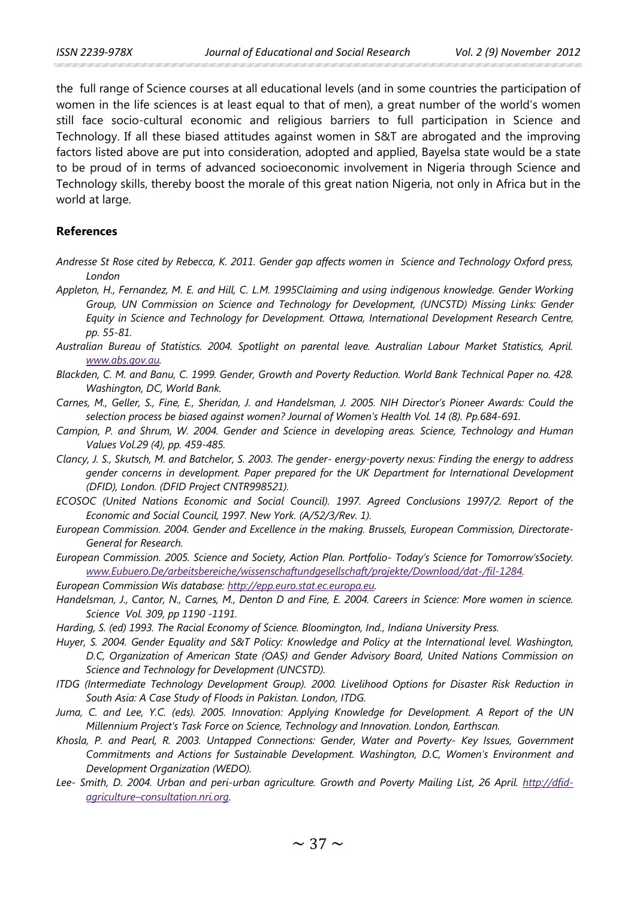the full range of Science courses at all educational levels (and in some countries the participation of women in the life sciences is at least equal to that of men), a great number of the world's women still face socio-cultural economic and religious barriers to full participation in Science and Technology. If all these biased attitudes against women in S&T are abrogated and the improving factors listed above are put into consideration, adopted and applied, Bayelsa state would be a state to be proud of in terms of advanced socioeconomic involvement in Nigeria through Science and Technology skills, thereby boost the morale of this great nation Nigeria, not only in Africa but in the world at large.

## References

*Andresse St Rose cited by Rebecca, K. 2011. Gender gap affects women in Science and Technology Oxford press, London*

*Appleton, H., Fernandez, M. E. and Hill, C. L.M. 1995Claiming and using indigenous knowledge. Gender Working Group, UN Commission on Science and Technology for Development, (UNCSTD) Missing Links: Gender Equity in Science and Technology for Development. Ottawa, International Development Research Centre, pp. 55-81.*

*Australian Bureau of Statistics. 2004. Spotlight on parental leave. Australian Labour Market Statistics, April. www.abs.gov.au.*

*Blackden, C. M. and Banu, C. 1999. Gender, Growth and Poverty Reduction. World Bank Technical Paper no. 428. Washington, DC, World Bank.*

*Carnes, M., Geller, S., Fine, E., Sheridan, J. and Handelsman, J. 2005. NIH Director's Pioneer Awards: Could the selection process be biased against women? Journal of Women's Health Vol. 14 (8). Pp.684-691.*

*Campion, P. and Shrum, W. 2004. Gender and Science in developing areas. Science, Technology and Human Values Vol.29 (4), pp. 459-485.*

*Clancy, J. S., Skutsch, M. and Batchelor, S. 2003. The gender- energy-poverty nexus: Finding the energy to address gender concerns in development. Paper prepared for the UK Department for International Development (DFID), London. (DFID Project CNTR998521).*

*ECOSOC (United Nations Economic and Social Council). 1997. Agreed Conclusions 1997/2. Report of the Economic and Social Council, 1997. New York. (A/52/3/Rev. 1).*

*European Commission. 2004. Gender and Excellence in the making. Brussels, European Commission, Directorate-General for Research.*

*European Commission. 2005. Science and Society, Action Plan. Portfolio- Today's Science for Tomorrow'sSociety. www.Eubuero.De/arbeitsbereiche/wissenschaftundgesellschaft/projekte/Download/dat-/fil-1284.*

*European Commission Wis database: http://epp.euro.stat.ec.europa.eu.*

*Handelsman, J., Cantor, N., Carnes, M., Denton D and Fine, E. 2004. Careers in Science: More women in science. Science Vol. 309, pp 1190 -1191.*

*Harding, S. (ed) 1993. The Racial Economy of Science. Bloomington, Ind., Indiana University Press.*

*Huyer, S. 2004. Gender Equality and S&T Policy: Knowledge and Policy at the International level. Washington, D.C, Organization of American State (OAS) and Gender Advisory Board, United Nations Commission on Science and Technology for Development (UNCSTD).*

*ITDG (Intermediate Technology Development Group). 2000. Livelihood Options for Disaster Risk Reduction in South Asia: A Case Study of Floods in Pakistan. London, ITDG.*

*Juma, C. and Lee, Y.C. (eds). 2005. Innovation: Applying Knowledge for Development. A Report of the UN Millennium Project's Task Force on Science, Technology and Innovation. London, Earthscan.*

*Khosla, P. and Pearl, R. 2003. Untapped Connections: Gender, Water and Poverty- Key Issues, Government Commitments and Actions for Sustainable Development. Washington, D.C, Women's Environment and Development Organization (WEDO).*

*Lee- Smith, D. 2004. Urban and peri-urban agriculture. Growth and Poverty Mailing List, 26 April. http://dfid-agriculture–consultation.nri.org.*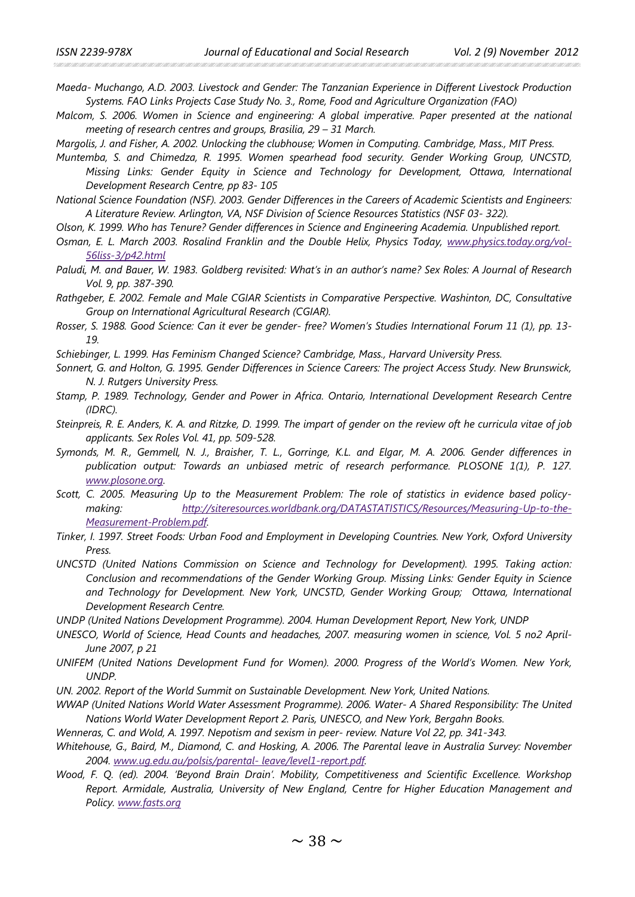*Maeda- Muchango, A.D. 2003. Livestock and Gender: The Tanzanian Experience in Different Livestock Production Systems. FAO Links Projects Case Study No. 3., Rome, Food and Agriculture Organization (FAO)*

*Malcom, S. 2006. Women in Science and engineering: A global imperative. Paper presented at the national meeting of research centres and groups, Brasilia, 29 – 31 March.*

*Margolis, J. and Fisher, A. 2002. Unlocking the clubhouse; Women in Computing. Cambridge, Mass., MIT Press.*

*Muntemba, S. and Chimedza, R. 1995. Women spearhead food security. Gender Working Group, UNCSTD, Missing Links: Gender Equity in Science and Technology for Development, Ottawa, International Development Research Centre, pp 83- 105*

*National Science Foundation (NSF). 2003. Gender Differences in the Careers of Academic Scientists and Engineers: A Literature Review. Arlington, VA, NSF Division of Science Resources Statistics (NSF 03- 322).*

*Olson, K. 1999. Who has Tenure? Gender differences in Science and Engineering Academia. Unpublished report.*

*Osman, E. L. March 2003. Rosalind Franklin and the Double Helix, Physics Today, www.physics.today.org/vol-56liss-3/p42.html*

*Paludi, M. and Bauer, W. 1983. Goldberg revisited: What's in an author's name? Sex Roles: A Journal of Research Vol. 9, pp. 387-390.*

*Rathgeber, E. 2002. Female and Male CGIAR Scientists in Comparative Perspective. Washinton, DC, Consultative Group on International Agricultural Research (CGIAR).*

*Rosser, S. 1988. Good Science: Can it ever be gender- free? Women's Studies International Forum 11 (1), pp. 13-19.*

*Schiebinger, L. 1999. Has Feminism Changed Science? Cambridge, Mass., Harvard University Press.*

*Sonnert, G. and Holton, G. 1995. Gender Differences in Science Careers: The project Access Study. New Brunswick, N. J. Rutgers University Press.*

*Stamp, P. 1989. Technology, Gender and Power in Africa. Ontario, International Development Research Centre (IDRC).*

*Steinpreis, R. E. Anders, K. A. and Ritzke, D. 1999. The impart of gender on the review oft he curricula vitae of job applicants. Sex Roles Vol. 41, pp. 509-528.*

*Symonds, M. R., Gemmell, N. J., Braisher, T. L., Gorringe, K.L. and Elgar, M. A. 2006. Gender differences in publication output: Towards an unbiased metric of research performance. PLOSONE 1(1), P. 127. www.plosone.org.*

*Scott, C. 2005. Measuring Up to the Measurement Problem: The role of statistics in evidence based policy-making: http://siteresources.worldbank.org/DATASTATISTICS/Resources/Measuring-Up-to-the-Measurement-Problem.pdf.*

*Tinker, I. 1997. Street Foods: Urban Food and Employment in Developing Countries. New York, Oxford University Press.*

*UNCSTD (United Nations Commission on Science and Technology for Development). 1995. Taking action: Conclusion and recommendations of the Gender Working Group. Missing Links: Gender Equity in Science and Technology for Development. New York, UNCSTD, Gender Working Group; Ottawa, International Development Research Centre.*

*UNDP (United Nations Development Programme). 2004. Human Development Report, New York, UNDP*

*UNESCO, World of Science, Head Counts and headaches, 2007. measuring women in science, Vol. 5 no2 April-June 2007, p 21*

*UNIFEM (United Nations Development Fund for Women). 2000. Progress of the World's Women. New York, UNDP.*

*UN. 2002. Report of the World Summit on Sustainable Development. New York, United Nations.*

*WWAP (United Nations World Water Assessment Programme). 2006. Water- A Shared Responsibility: The United Nations World Water Development Report 2. Paris, UNESCO, and New York, Bergahn Books.*

*Wenneras, C. and Wold, A. 1997. Nepotism and sexism in peer- review. Nature Vol 22, pp. 341-343.*

*Whitehouse, G., Baird, M., Diamond, C. and Hosking, A. 2006. The Parental leave in Australia Survey: November 2004. www.uq.edu.au/polsis/parental- leave/level1-report.pdf.*

*Wood, F. Q. (ed). 2004. 'Beyond Brain Drain'. Mobility, Competitiveness and Scientific Excellence. Workshop Report. Armidale, Australia, University of New England, Centre for Higher Education Management and Policy. www.fasts.org*